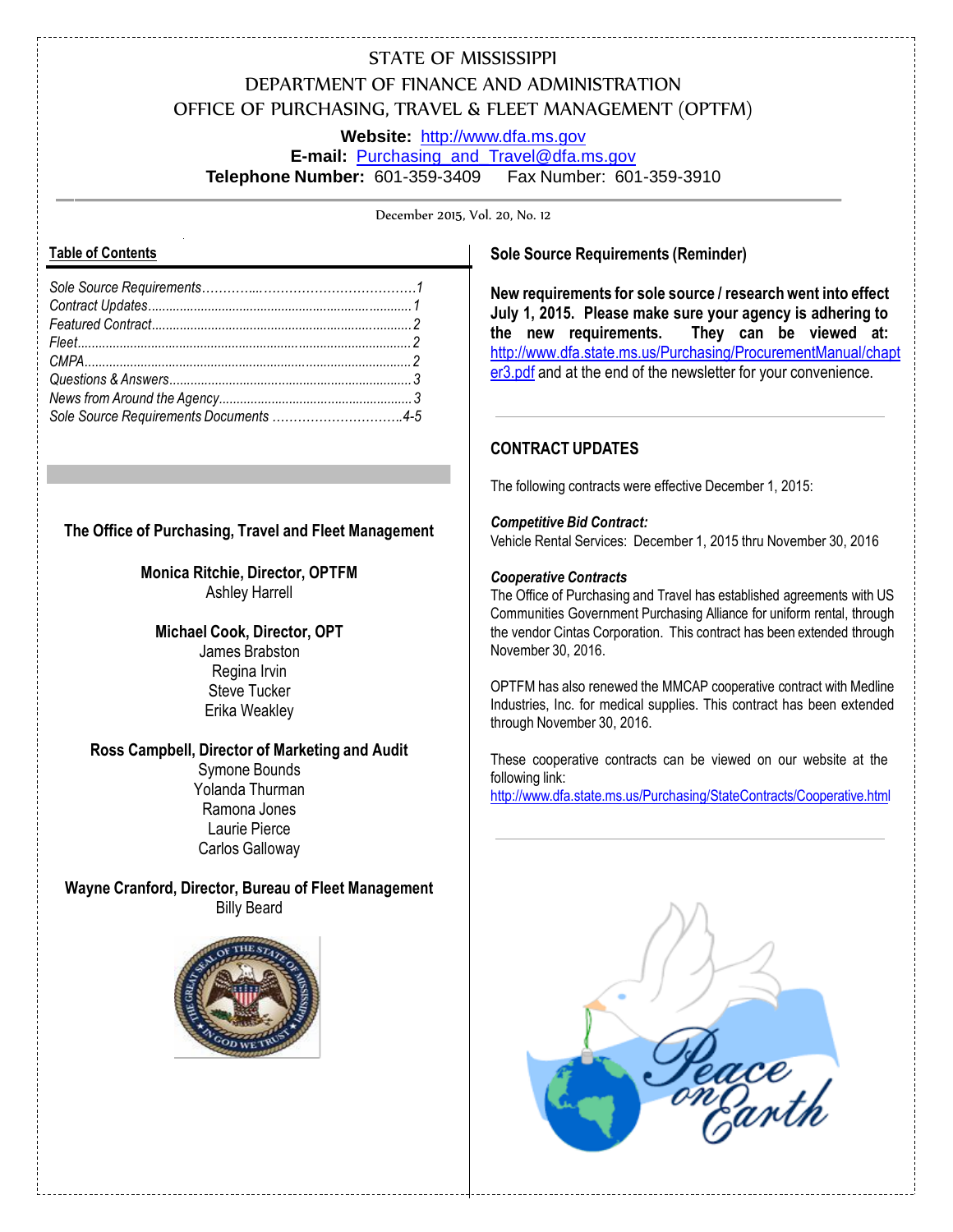# STATE OF MISSISSIPPI
## DEPARTMENT OF FINANCE AND ADMINISTRATION
## OFFICE OF PURCHASING, TRAVEL & FLEET MANAGEMENT (OPTFM)

**Website:** http://www.dfa.ms.gov
**E-mail:** Purchasing_and_Travel@dfa.ms.gov
**Telephone Number:** 601-359-3409 Fax Number: 601-359-3910

December 2015, Vol. 20, No. 12

**Table of Contents**

*Sole Source Requirements....................................................1*
*Contract Updates....................................................................1*
*Featured Contract...................................................................2*
*Fleet.......................................................................................2*
*CMPA.....................................................................................2*
*Questions & Answers..............................................................3*
*News from Around the Agency................................................3*
*Sole Source Requirements Documents ................................4-5*

**The Office of Purchasing, Travel and Fleet Management**

**Monica Ritchie, Director, OPTFM**
Ashley Harrell

**Michael Cook, Director, OPT**
James Brabston
Regina Irvin
Steve Tucker
Erika Weakley

**Ross Campbell, Director of Marketing and Audit**
Symone Bounds
Yolanda Thurman
Ramona Jones
Laurie Pierce
Carlos Galloway

**Wayne Cranford, Director, Bureau of Fleet Management**
Billy Beard

## Sole Source Requirements (Reminder)

**New requirements for sole source / research went into effect July 1, 2015. Please make sure your agency is adhering to the new requirements. They can be viewed at:** http://www.dfa.state.ms.us/Purchasing/ProcurementManual/chapter3.pdf and at the end of the newsletter for your convenience.

## CONTRACT UPDATES

The following contracts were effective December 1, 2015:

***Competitive Bid Contract:***
Vehicle Rental Services: December 1, 2015 thru November 30, 2016

***Cooperative Contracts***
The Office of Purchasing and Travel has established agreements with US Communities Government Purchasing Alliance for uniform rental, through the vendor Cintas Corporation. This contract has been extended through November 30, 2016.

OPTFM has also renewed the MMCAP cooperative contract with Medline Industries, Inc. for medical supplies. This contract has been extended through November 30, 2016.

These cooperative contracts can be viewed on our website at the following link:
http://www.dfa.state.ms.us/Purchasing/StateContracts/Cooperative.html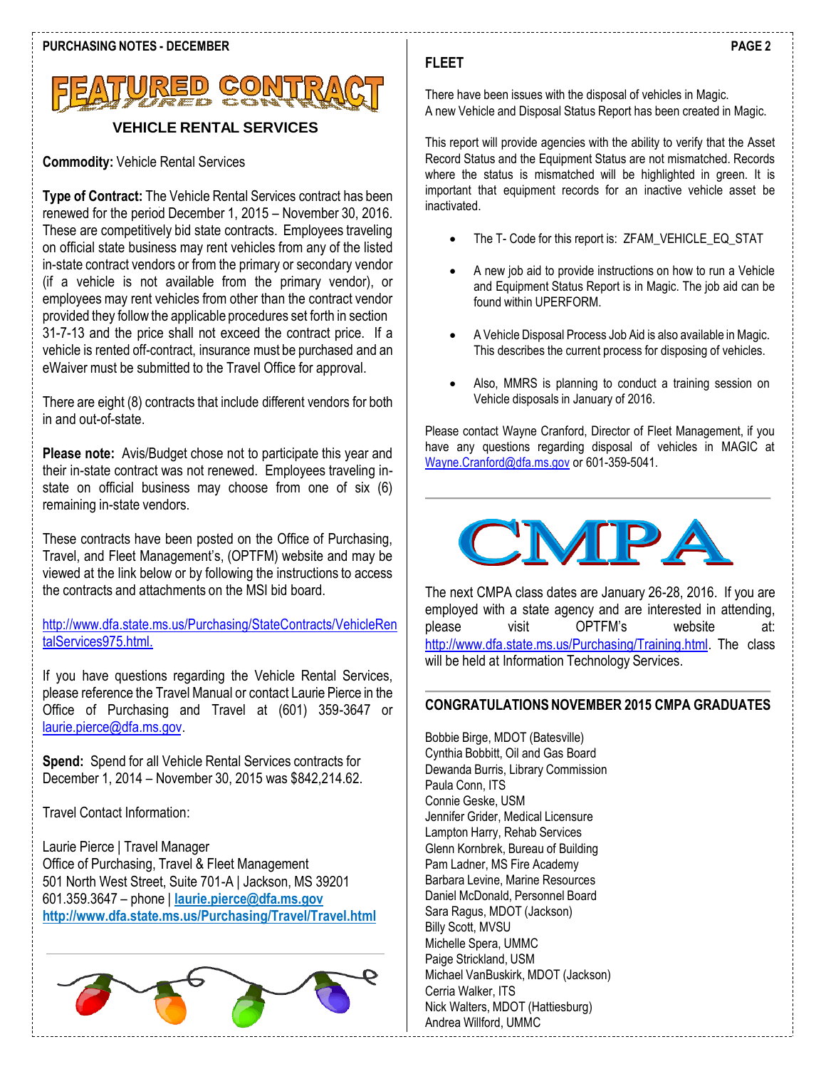# FEATURED CONTRACT

## VEHICLE RENTAL SERVICES

**Commodity:** Vehicle Rental Services

**Type of Contract:** The Vehicle Rental Services contract has been renewed for the period December 1, 2015 – November 30, 2016. These are competitively bid state contracts. Employees traveling on official state business may rent vehicles from any of the listed in-state contract vendors or from the primary or secondary vendor (if a vehicle is not available from the primary vendor), or employees may rent vehicles from other than the contract vendor provided they follow the applicable procedures set forth in section 31-7-13 and the price shall not exceed the contract price. If a vehicle is rented off-contract, insurance must be purchased and an eWaiver must be submitted to the Travel Office for approval.

There are eight (8) contracts that include different vendors for both in and out-of-state.

**Please note:** Avis/Budget chose not to participate this year and their in-state contract was not renewed. Employees traveling in-state on official business may choose from one of six (6) remaining in-state vendors.

These contracts have been posted on the Office of Purchasing, Travel, and Fleet Management's, (OPTFM) website and may be viewed at the link below or by following the instructions to access the contracts and attachments on the MSI bid board.

http://www.dfa.state.ms.us/Purchasing/StateContracts/VehicleRentalServices975.html.

If you have questions regarding the Vehicle Rental Services, please reference the Travel Manual or contact Laurie Pierce in the Office of Purchasing and Travel at (601) 359-3647 or laurie.pierce@dfa.ms.gov.

**Spend:** Spend for all Vehicle Rental Services contracts for December 1, 2014 – November 30, 2015 was $842,214.62.

Travel Contact Information:

Laurie Pierce | Travel Manager
Office of Purchasing, Travel & Fleet Management
501 North West Street, Suite 701-A | Jackson, MS 39201
601.359.3647 – phone | **laurie.pierce@dfa.ms.gov**
**http://www.dfa.state.ms.us/Purchasing/Travel/Travel.html**

## FLEET

There have been issues with the disposal of vehicles in Magic.
A new Vehicle and Disposal Status Report has been created in Magic.

This report will provide agencies with the ability to verify that the Asset Record Status and the Equipment Status are not mismatched. Records where the status is mismatched will be highlighted in green. It is important that equipment records for an inactive vehicle asset be inactivated.

- The T- Code for this report is: ZFAM_VEHICLE_EQ_STAT
- A new job aid to provide instructions on how to run a Vehicle and Equipment Status Report is in Magic. The job aid can be found within UPERFORM.
- A Vehicle Disposal Process Job Aid is also available in Magic. This describes the current process for disposing of vehicles.
- Also, MMRS is planning to conduct a training session on Vehicle disposals in January of 2016.

Please contact Wayne Cranford, Director of Fleet Management, if you have any questions regarding disposal of vehicles in MAGIC at Wayne.Cranford@dfa.ms.gov or 601-359-5041.

## CMPA

The next CMPA class dates are January 26-28, 2016. If you are employed with a state agency and are interested in attending, please visit OPTFM's website at: http://www.dfa.state.ms.us/Purchasing/Training.html. The class will be held at Information Technology Services.

## CONGRATULATIONS NOVEMBER 2015 CMPA GRADUATES

Bobbie Birge, MDOT (Batesville)
Cynthia Bobbitt, Oil and Gas Board
Dewanda Burris, Library Commission
Paula Conn, ITS
Connie Geske, USM
Jennifer Grider, Medical Licensure
Lampton Harry, Rehab Services
Glenn Kornbrek, Bureau of Building
Pam Ladner, MS Fire Academy
Barbara Levine, Marine Resources
Daniel McDonald, Personnel Board
Sara Ragus, MDOT (Jackson)
Billy Scott, MVSU
Michelle Spera, UMMC
Paige Strickland, USM
Michael VanBuskirk, MDOT (Jackson)
Cerria Walker, ITS
Nick Walters, MDOT (Hattiesburg)
Andrea Willford, UMMC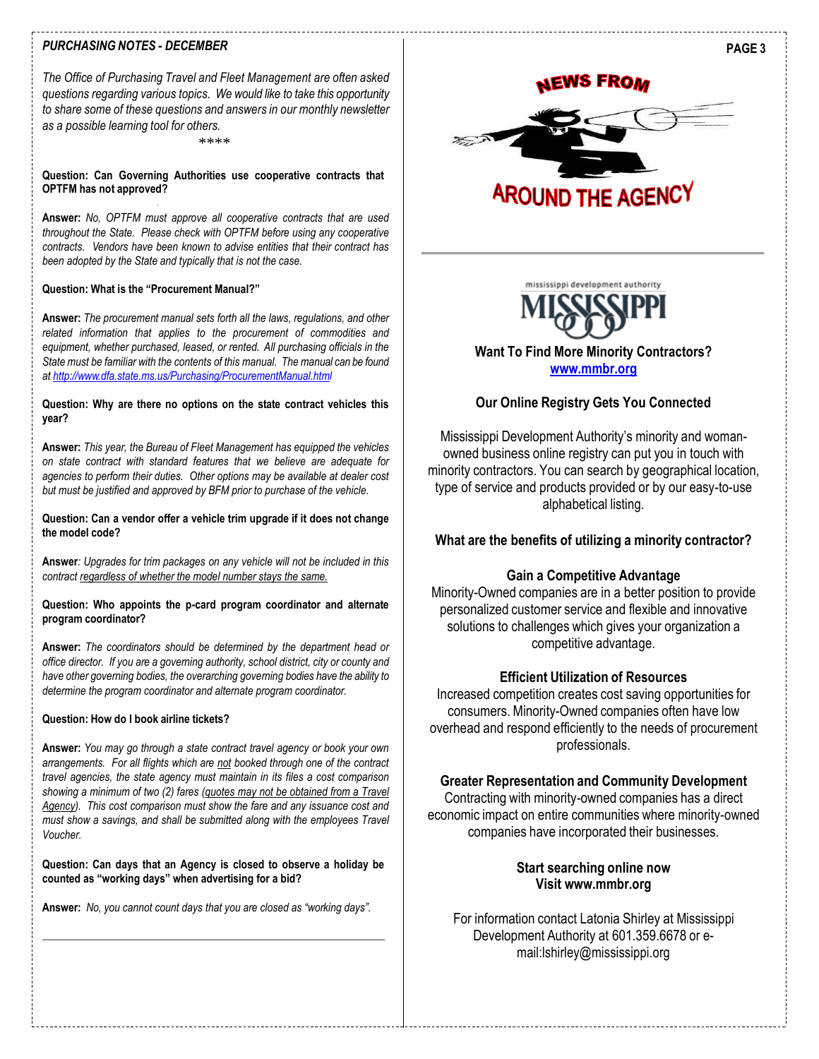## *PURCHASING NOTES - DECEMBER*

*The Office of Purchasing Travel and Fleet Management are often asked questions regarding various topics. We would like to take this opportunity to share some of these questions and answers in our monthly newsletter as a possible learning tool for others.*

****

**Question: Can Governing Authorities use cooperative contracts that OPTFM has not approved?**

**Answer:** *No, OPTFM must approve all cooperative contracts that are used throughout the State. Please check with OPTFM before using any cooperative contracts. Vendors have been known to advise entities that their contract has been adopted by the State and typically that is not the case.*

**Question: What is the "Procurement Manual?"**

**Answer:** *The procurement manual sets forth all the laws, regulations, and other related information that applies to the procurement of commodities and equipment, whether purchased, leased, or rented. All purchasing officials in the State must be familiar with the contents of this manual. The manual can be found at http://www.dfa.state.ms.us/Purchasing/ProcurementManual.html*

**Question: Why are there no options on the state contract vehicles this year?**

**Answer:** *This year, the Bureau of Fleet Management has equipped the vehicles on state contract with standard features that we believe are adequate for agencies to perform their duties. Other options may be available at dealer cost but must be justified and approved by BFM prior to purchase of the vehicle.*

**Question: Can a vendor offer a vehicle trim upgrade if it does not change the model code?**

**Answer**: *Upgrades for trim packages on any vehicle will not be included in this contract regardless of whether the model number stays the same.*

**Question: Who appoints the p-card program coordinator and alternate program coordinator?**

**Answer:** *The coordinators should be determined by the department head or office director. If you are a governing authority, school district, city or county and have other governing bodies, the overarching governing bodies have the ability to determine the program coordinator and alternate program coordinator.*

**Question: How do I book airline tickets?**

**Answer:** *You may go through a state contract travel agency or book your own arrangements. For all flights which are not booked through one of the contract travel agencies, the state agency must maintain in its files a cost comparison showing a minimum of two (2) fares (quotes may not be obtained from a Travel Agency). This cost comparison must show the fare and any issuance cost and must show a savings, and shall be submitted along with the employees Travel Voucher.*

**Question: Can days that an Agency is closed to observe a holiday be counted as "working days" when advertising for a bid?**

**Answer:** *No, you cannot count days that you are closed as "working days".*

## NEWS FROM AROUND THE AGENCY

mississippi development authority
MISSISSIPPI

**Want To Find More Minority Contractors?**
**www.mmbr.org**

### Our Online Registry Gets You Connected

Mississippi Development Authority's minority and woman-owned business online registry can put you in touch with minority contractors. You can search by geographical location, type of service and products provided or by our easy-to-use alphabetical listing.

### What are the benefits of utilizing a minority contractor?

**Gain a Competitive Advantage**
Minority-Owned companies are in a better position to provide personalized customer service and flexible and innovative solutions to challenges which gives your organization a competitive advantage.

**Efficient Utilization of Resources**
Increased competition creates cost saving opportunities for consumers. Minority-Owned companies often have low overhead and respond efficiently to the needs of procurement professionals.

**Greater Representation and Community Development**
Contracting with minority-owned companies has a direct economic impact on entire communities where minority-owned companies have incorporated their businesses.

**Start searching online now**
**Visit www.mmbr.org**

For information contact Latonia Shirley at Mississippi Development Authority at 601.359.6678 or e-mail:lshirley@mississippi.org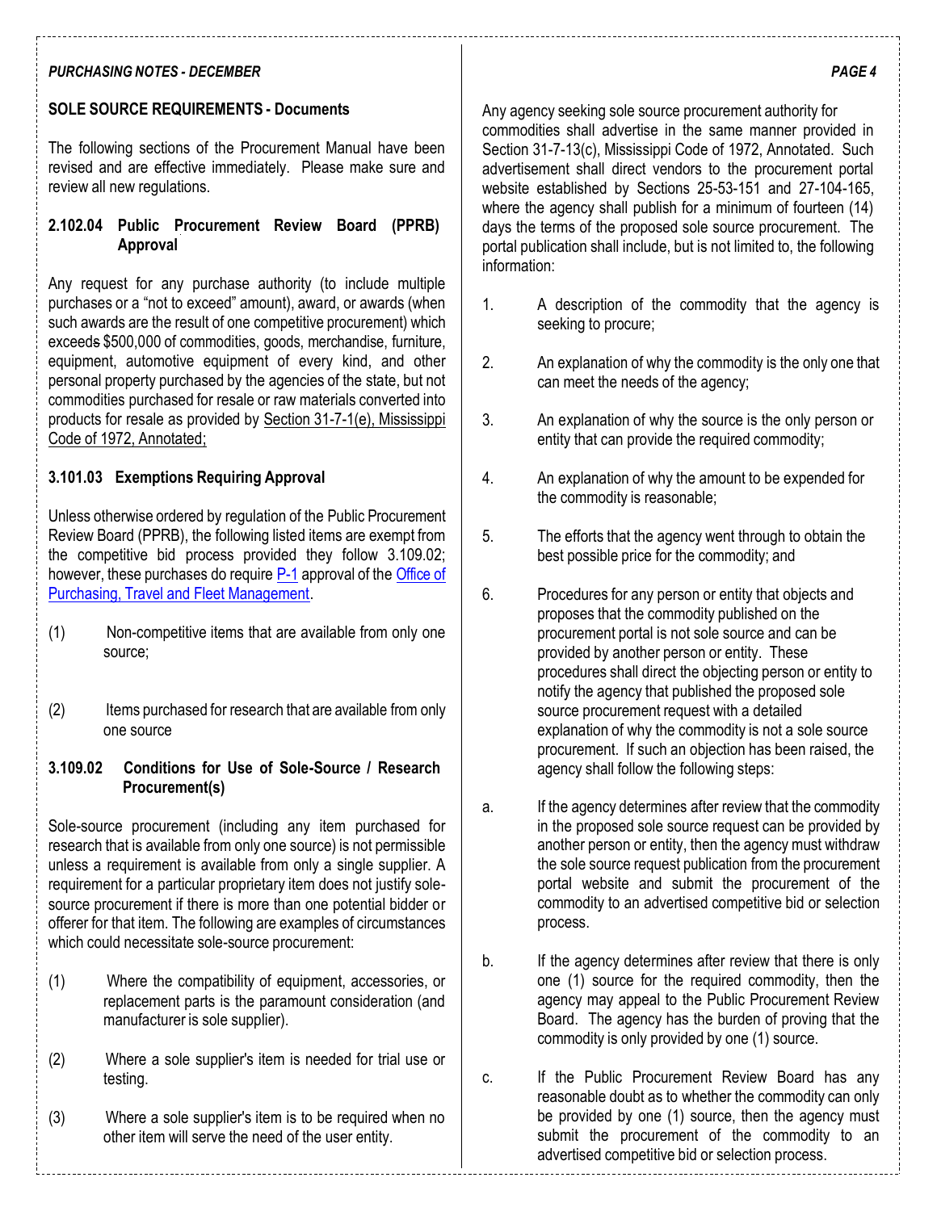## SOLE SOURCE REQUIREMENTS - Documents

The following sections of the Procurement Manual have been revised and are effective immediately. Please make sure and review all new regulations.

### 2.102.04 Public Procurement Review Board (PPRB) Approval

Any request for any purchase authority (to include multiple purchases or a "not to exceed" amount), award, or awards (when such awards are the result of one competitive procurement) which exceeds $500,000 of commodities, goods, merchandise, furniture, equipment, automotive equipment of every kind, and other personal property purchased by the agencies of the state, but not commodities purchased for resale or raw materials converted into products for resale as provided by Section 31-7-1(e), Mississippi Code of 1972, Annotated;

### 3.101.03 Exemptions Requiring Approval

Unless otherwise ordered by regulation of the Public Procurement Review Board (PPRB), the following listed items are exempt from the competitive bid process provided they follow 3.109.02; however, these purchases do require P-1 approval of the Office of Purchasing, Travel and Fleet Management.

(1) Non-competitive items that are available from only one source;

(2) Items purchased for research that are available from only one source

### 3.109.02 Conditions for Use of Sole-Source / Research Procurement(s)

Sole-source procurement (including any item purchased for research that is available from only one source) is not permissible unless a requirement is available from only a single supplier. A requirement for a particular proprietary item does not justify sole-source procurement if there is more than one potential bidder or offerer for that item. The following are examples of circumstances which could necessitate sole-source procurement:

(1) Where the compatibility of equipment, accessories, or replacement parts is the paramount consideration (and manufacturer is sole supplier).

(2) Where a sole supplier's item is needed for trial use or testing.

(3) Where a sole supplier's item is to be required when no other item will serve the need of the user entity.

Any agency seeking sole source procurement authority for commodities shall advertise in the same manner provided in Section 31-7-13(c), Mississippi Code of 1972, Annotated. Such advertisement shall direct vendors to the procurement portal website established by Sections 25-53-151 and 27-104-165, where the agency shall publish for a minimum of fourteen (14) days the terms of the proposed sole source procurement. The portal publication shall include, but is not limited to, the following information:

1. A description of the commodity that the agency is seeking to procure;

2. An explanation of why the commodity is the only one that can meet the needs of the agency;

3. An explanation of why the source is the only person or entity that can provide the required commodity;

4. An explanation of why the amount to be expended for the commodity is reasonable;

5. The efforts that the agency went through to obtain the best possible price for the commodity; and

6. Procedures for any person or entity that objects and proposes that the commodity published on the procurement portal is not sole source and can be provided by another person or entity. These procedures shall direct the objecting person or entity to notify the agency that published the proposed sole source procurement request with a detailed explanation of why the commodity is not a sole source procurement. If such an objection has been raised, the agency shall follow the following steps:

a. If the agency determines after review that the commodity in the proposed sole source request can be provided by another person or entity, then the agency must withdraw the sole source request publication from the procurement portal website and submit the procurement of the commodity to an advertised competitive bid or selection process.

b. If the agency determines after review that there is only one (1) source for the required commodity, then the agency may appeal to the Public Procurement Review Board. The agency has the burden of proving that the commodity is only provided by one (1) source.

c. If the Public Procurement Review Board has any reasonable doubt as to whether the commodity can only be provided by one (1) source, then the agency must submit the procurement of the commodity to an advertised competitive bid or selection process.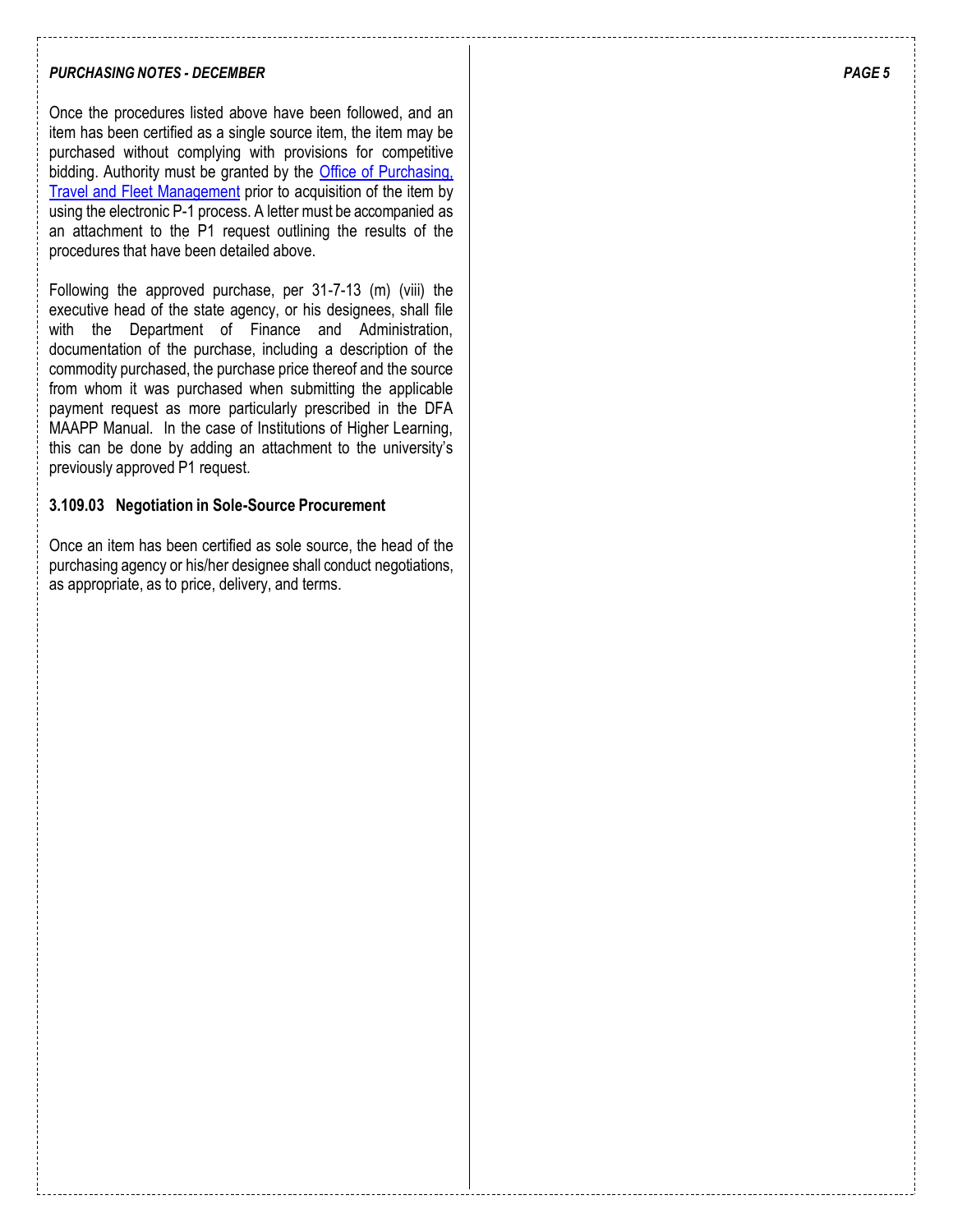Once the procedures listed above have been followed, and an item has been certified as a single source item, the item may be purchased without complying with provisions for competitive bidding. Authority must be granted by the [Office of Purchasing, Travel and Fleet Management] prior to acquisition of the item by using the electronic P-1 process. A letter must be accompanied as an attachment to the P1 request outlining the results of the procedures that have been detailed above.

Following the approved purchase, per 31-7-13 (m) (viii) the executive head of the state agency, or his designees, shall file with the Department of Finance and Administration, documentation of the purchase, including a description of the commodity purchased, the purchase price thereof and the source from whom it was purchased when submitting the applicable payment request as more particularly prescribed in the DFA MAAPP Manual. In the case of Institutions of Higher Learning, this can be done by adding an attachment to the university's previously approved P1 request.

### 3.109.03 Negotiation in Sole-Source Procurement

Once an item has been certified as sole source, the head of the purchasing agency or his/her designee shall conduct negotiations, as appropriate, as to price, delivery, and terms.